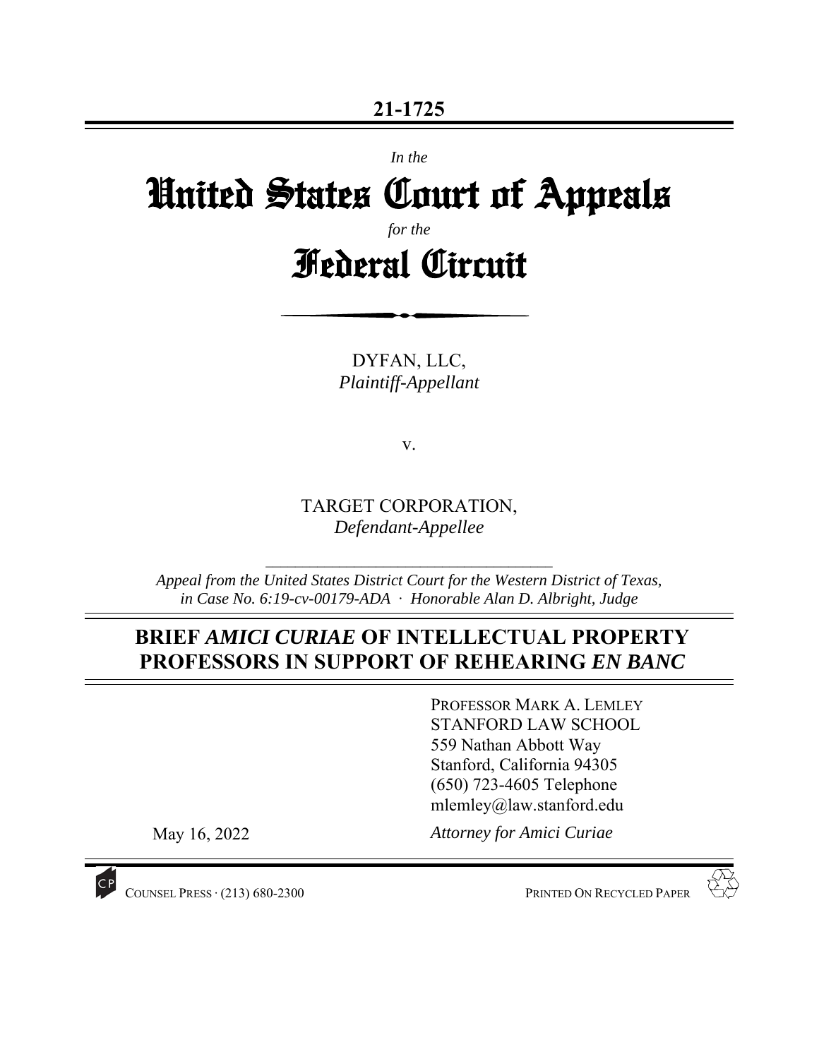**21-1725**

*In the*

# United States Court of Appeals

*for the*

# Federal Circuit

DYFAN, LLC,
*Plaintiff-Appellant*

v.

TARGET CORPORATION,
*Defendant-Appellee*

*Appeal from the United States District Court for the Western District of Texas, in Case No. 6:19-cv-00179-ADA · Honorable Alan D. Albright, Judge*

## BRIEF *AMICI CURIAE* OF INTELLECTUAL PROPERTY PROFESSORS IN SUPPORT OF REHEARING *EN BANC*

PROFESSOR MARK A. LEMLEY
STANFORD LAW SCHOOL
559 Nathan Abbott Way
Stanford, California 94305
(650) 723-4605 Telephone
mlemley@law.stanford.edu

May 16, 2022

*Attorney for Amici Curiae*

COUNSEL PRESS · (213) 680-2300 PRINTED ON RECYCLED PAPER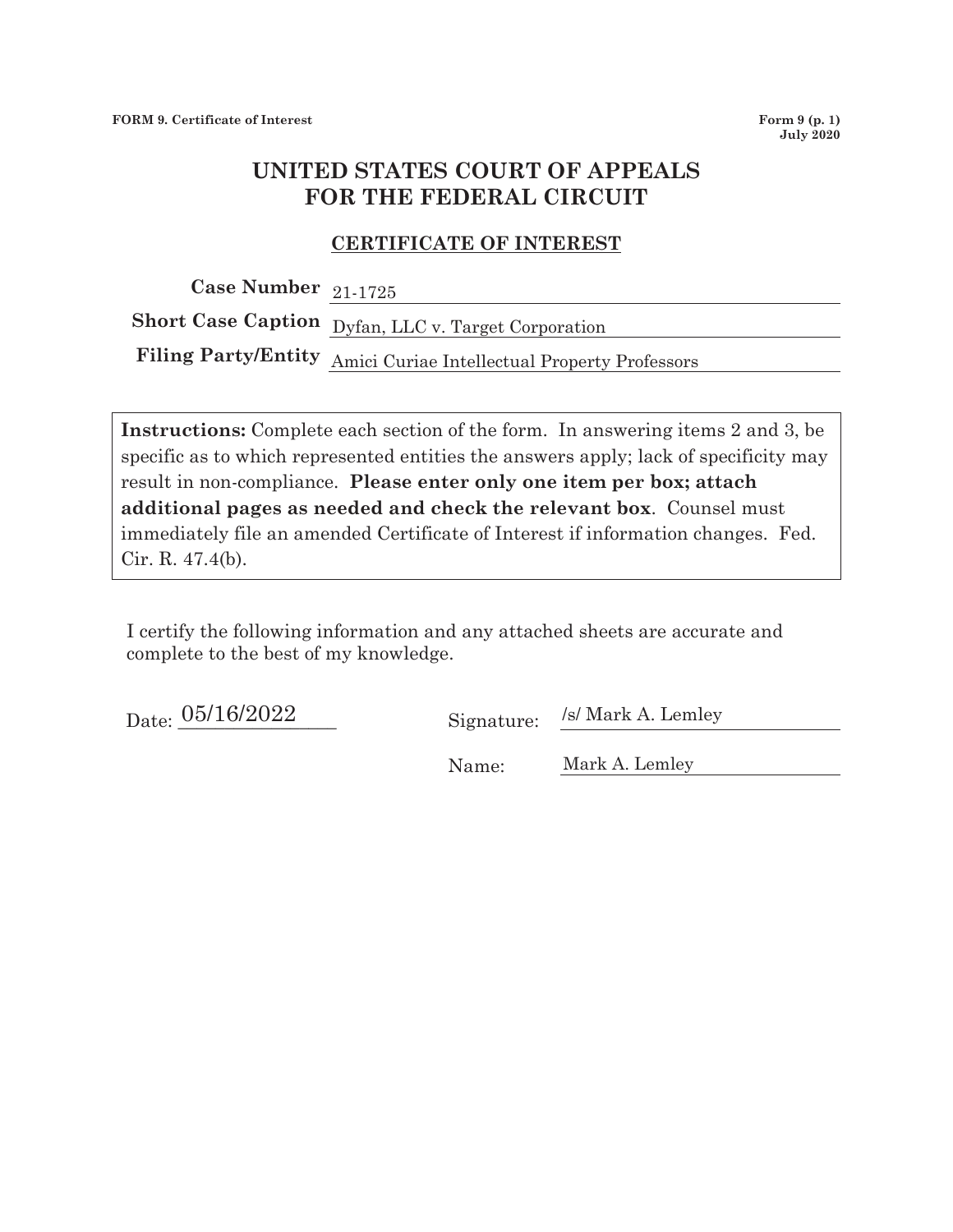FORM 9. Certificate of Interest

Form 9 (p. 1)
July 2020

# UNITED STATES COURT OF APPEALS
# FOR THE FEDERAL CIRCUIT

## CERTIFICATE OF INTEREST

**Case Number** 21-1725

**Short Case Caption** Dyfan, LLC v. Target Corporation

**Filing Party/Entity** Amici Curiae Intellectual Property Professors

**Instructions:** Complete each section of the form. In answering items 2 and 3, be specific as to which represented entities the answers apply; lack of specificity may result in non-compliance. **Please enter only one item per box; attach additional pages as needed and check the relevant box**. Counsel must immediately file an amended Certificate of Interest if information changes. Fed. Cir. R. 47.4(b).

I certify the following information and any attached sheets are accurate and complete to the best of my knowledge.

Date: 05/16/2022

Signature: /s/ Mark A. Lemley

Name: Mark A. Lemley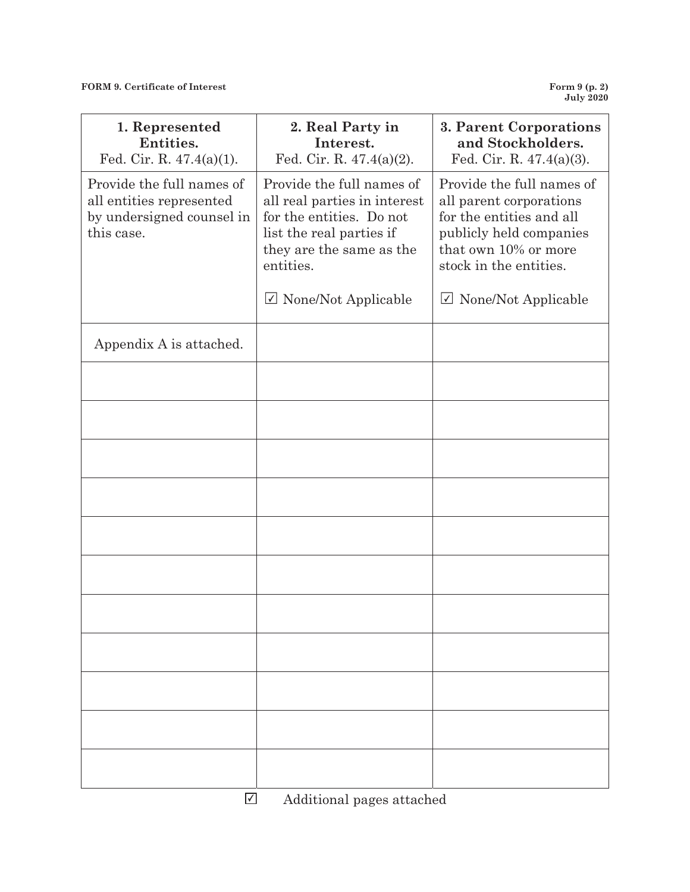| 1. Represented Entities. Fed. Cir. R. 47.4(a)(1). | 2. Real Party in Interest. Fed. Cir. R. 47.4(a)(2). | 3. Parent Corporations and Stockholders. Fed. Cir. R. 47.4(a)(3). |
|---|---|---|
| Provide the full names of all entities represented by undersigned counsel in this case. | Provide the full names of all real parties in interest for the entities. Do not list the real parties if they are the same as the entities. ☑ None/Not Applicable | Provide the full names of all parent corporations for the entities and all publicly held companies that own 10% or more stock in the entities. ☑ None/Not Applicable |
| Appendix A is attached. | | |
| | | |
| | | |
| | | |
| | | |
| | | |
| | | |
| | | |
| | | |
| | | |
| | | |
| | | |

☑ Additional pages attached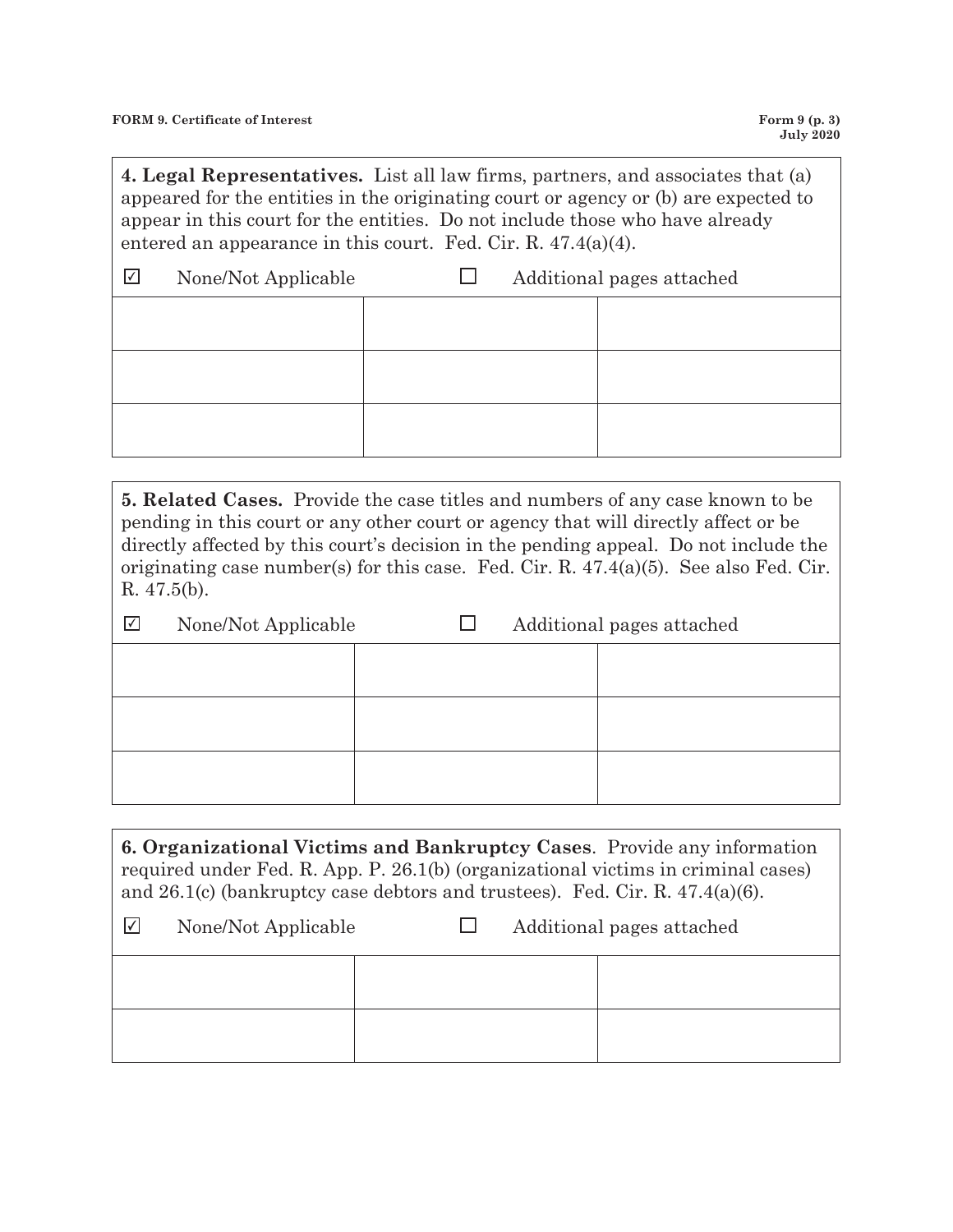**4. Legal Representatives.** List all law firms, partners, and associates that (a) appeared for the entities in the originating court or agency or (b) are expected to appear in this court for the entities. Do not include those who have already entered an appearance in this court. Fed. Cir. R. 47.4(a)(4).

☑ None/Not Applicable ☐ Additional pages attached

| | | |
|---|---|---|
| | | |
| | | |
| | | |

**5. Related Cases.** Provide the case titles and numbers of any case known to be pending in this court or any other court or agency that will directly affect or be directly affected by this court's decision in the pending appeal. Do not include the originating case number(s) for this case. Fed. Cir. R. 47.4(a)(5). See also Fed. Cir. R. 47.5(b).

☑ None/Not Applicable ☐ Additional pages attached

| | | |
|---|---|---|
| | | |
| | | |
| | | |

**6. Organizational Victims and Bankruptcy Cases**. Provide any information required under Fed. R. App. P. 26.1(b) (organizational victims in criminal cases) and 26.1(c) (bankruptcy case debtors and trustees). Fed. Cir. R. 47.4(a)(6).

☑ None/Not Applicable ☐ Additional pages attached

| | | |
|---|---|---|
| | | |
| | | |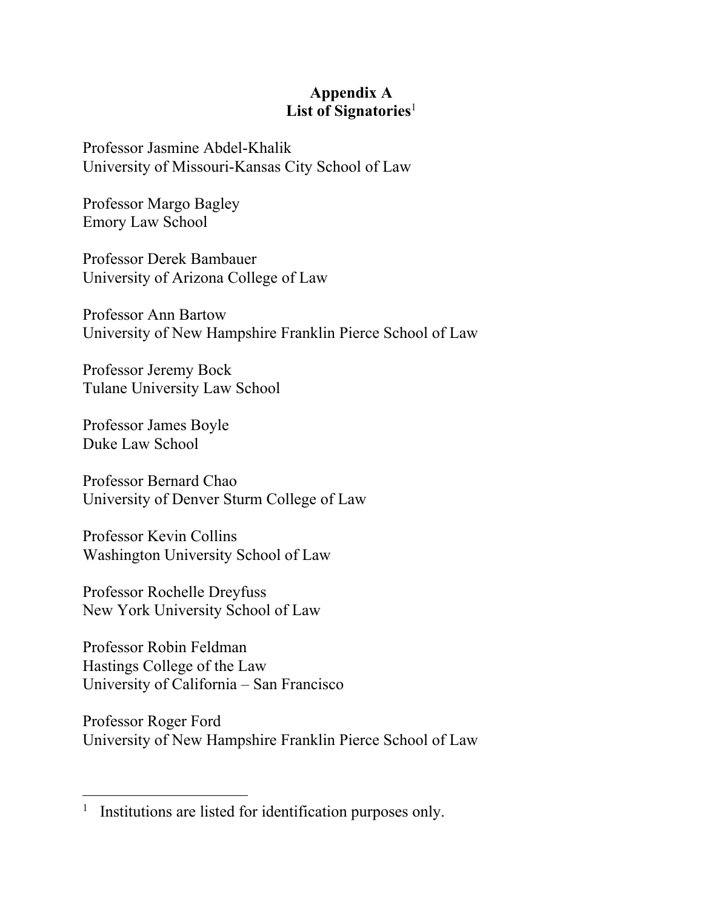# Appendix A
## List of Signatories[1]

Professor Jasmine Abdel-Khalik
University of Missouri-Kansas City School of Law

Professor Margo Bagley
Emory Law School

Professor Derek Bambauer
University of Arizona College of Law

Professor Ann Bartow
University of New Hampshire Franklin Pierce School of Law

Professor Jeremy Bock
Tulane University Law School

Professor James Boyle
Duke Law School

Professor Bernard Chao
University of Denver Sturm College of Law

Professor Kevin Collins
Washington University School of Law

Professor Rochelle Dreyfuss
New York University School of Law

Professor Robin Feldman
Hastings College of the Law
University of California – San Francisco

Professor Roger Ford
University of New Hampshire Franklin Pierce School of Law

---

[1] Institutions are listed for identification purposes only.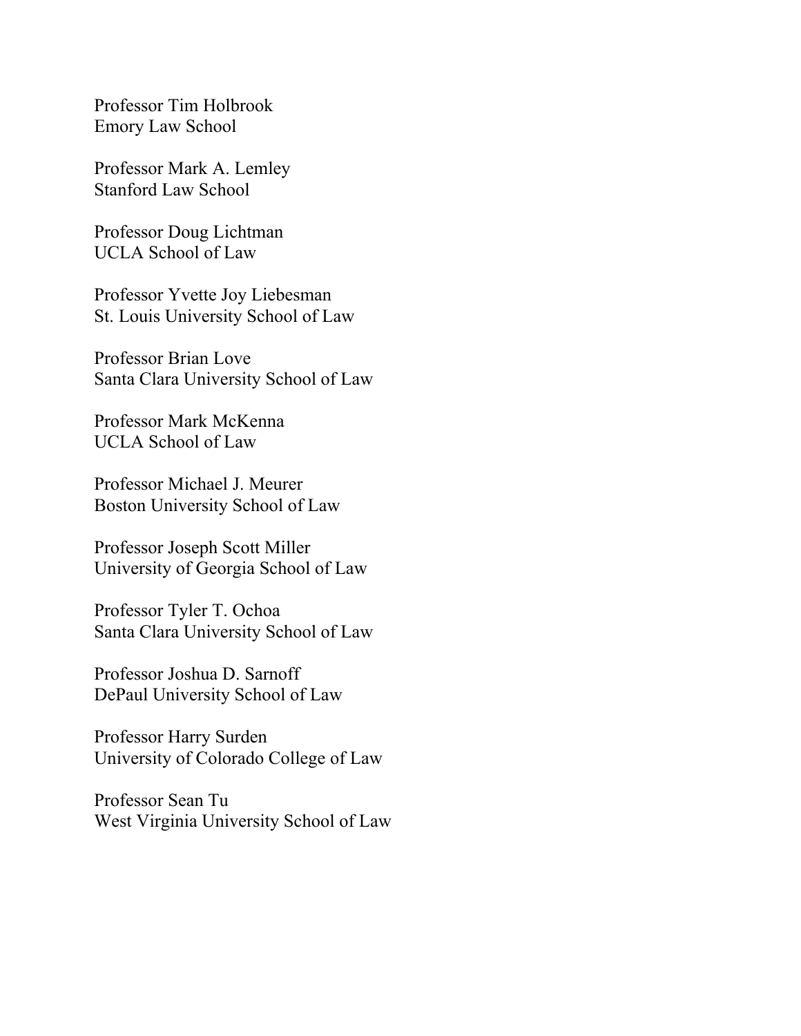Professor Tim Holbrook
Emory Law School

Professor Mark A. Lemley
Stanford Law School

Professor Doug Lichtman
UCLA School of Law

Professor Yvette Joy Liebesman
St. Louis University School of Law

Professor Brian Love
Santa Clara University School of Law

Professor Mark McKenna
UCLA School of Law

Professor Michael J. Meurer
Boston University School of Law

Professor Joseph Scott Miller
University of Georgia School of Law

Professor Tyler T. Ochoa
Santa Clara University School of Law

Professor Joshua D. Sarnoff
DePaul University School of Law

Professor Harry Surden
University of Colorado College of Law

Professor Sean Tu
West Virginia University School of Law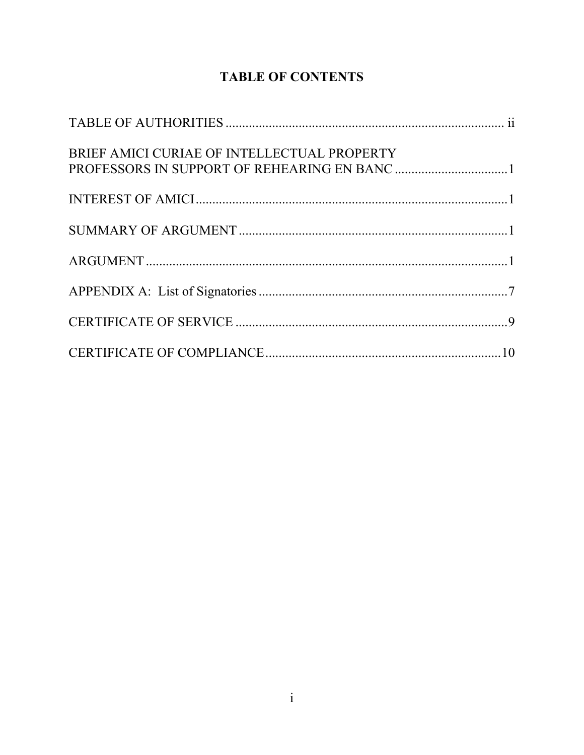# TABLE OF CONTENTS

| | |
|---|---|
| TABLE OF AUTHORITIES | ii |
| BRIEF AMICI CURIAE OF INTELLECTUAL PROPERTY PROFESSORS IN SUPPORT OF REHEARING EN BANC | 1 |
| INTEREST OF AMICI | 1 |
| SUMMARY OF ARGUMENT | 1 |
| ARGUMENT | 1 |
| APPENDIX A: List of Signatories | 7 |
| CERTIFICATE OF SERVICE | 9 |
| CERTIFICATE OF COMPLIANCE | 10 |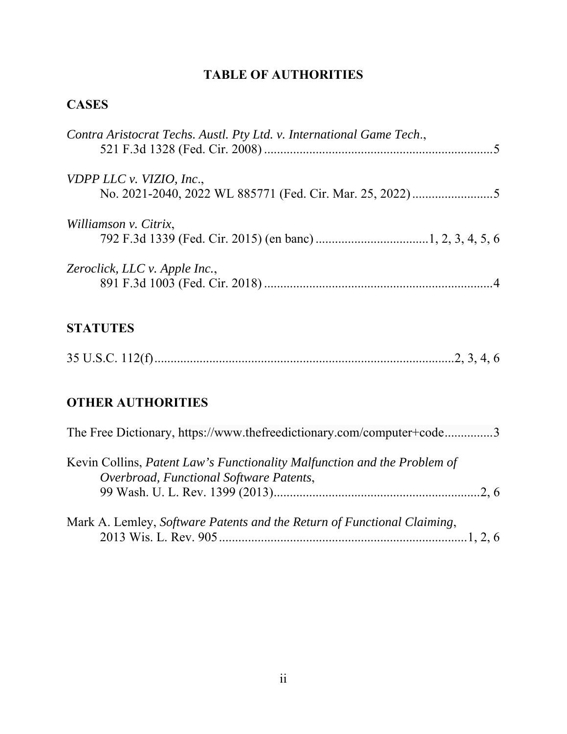# TABLE OF AUTHORITIES

## CASES

*Contra Aristocrat Techs. Austl. Pty Ltd. v. International Game Tech.*, 521 F.3d 1328 (Fed. Cir. 2008) ....................................................................... 5

*VDPP LLC v. VIZIO, Inc.*, No. 2021-2040, 2022 WL 885771 (Fed. Cir. Mar. 25, 2022) ......................... 5

*Williamson v. Citrix*, 792 F.3d 1339 (Fed. Cir. 2015) (en banc) .................................. 1, 2, 3, 4, 5, 6

*Zeroclick, LLC v. Apple Inc.*, 891 F.3d 1003 (Fed. Cir. 2018) ....................................................................... 4

## STATUTES

35 U.S.C. 112(f) ............................................................................................ 2, 3, 4, 6

## OTHER AUTHORITIES

The Free Dictionary, https://www.thefreedictionary.com/computer+code .............. 3

Kevin Collins, *Patent Law's Functionality Malfunction and the Problem of Overbroad, Functional Software Patents*, 99 Wash. U. L. Rev. 1399 (2013) ................................................................ 2, 6

Mark A. Lemley, *Software Patents and the Return of Functional Claiming*, 2013 Wis. L. Rev. 905 ............................................................................ 1, 2, 6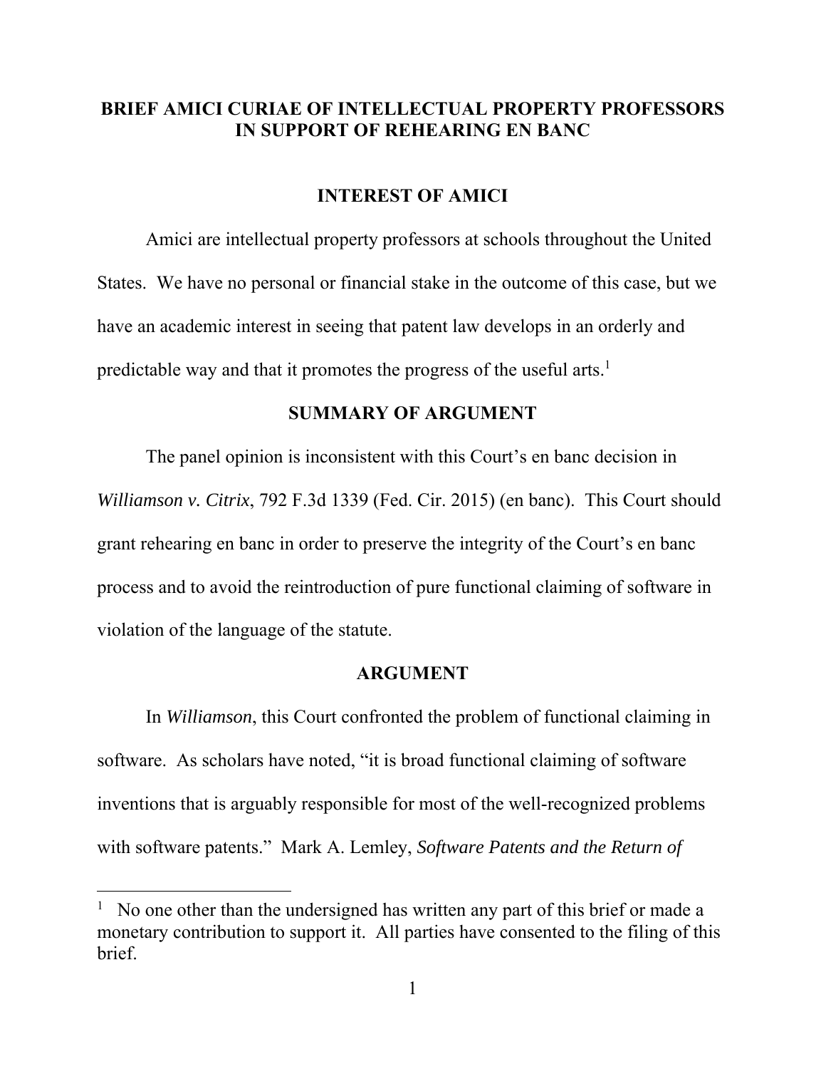# BRIEF AMICI CURIAE OF INTELLECTUAL PROPERTY PROFESSORS IN SUPPORT OF REHEARING EN BANC

## INTEREST OF AMICI

Amici are intellectual property professors at schools throughout the United States. We have no personal or financial stake in the outcome of this case, but we have an academic interest in seeing that patent law develops in an orderly and predictable way and that it promotes the progress of the useful arts.[1]

## SUMMARY OF ARGUMENT

The panel opinion is inconsistent with this Court's en banc decision in *Williamson v. Citrix*, 792 F.3d 1339 (Fed. Cir. 2015) (en banc). This Court should grant rehearing en banc in order to preserve the integrity of the Court's en banc process and to avoid the reintroduction of pure functional claiming of software in violation of the language of the statute.

## ARGUMENT

In *Williamson*, this Court confronted the problem of functional claiming in software. As scholars have noted, "it is broad functional claiming of software inventions that is arguably responsible for most of the well-recognized problems with software patents." Mark A. Lemley, *Software Patents and the Return of*

---

[1] No one other than the undersigned has written any part of this brief or made a monetary contribution to support it. All parties have consented to the filing of this brief.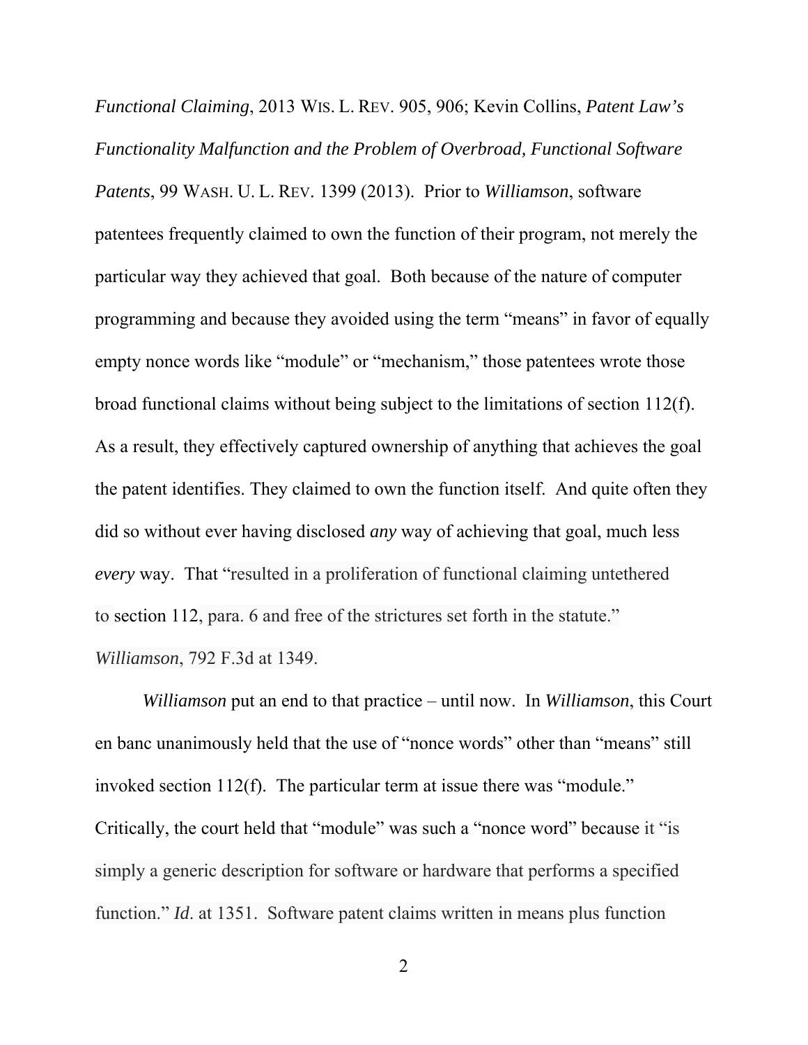*Functional Claiming*, 2013 WIS. L. REV. 905, 906; Kevin Collins, *Patent Law's Functionality Malfunction and the Problem of Overbroad, Functional Software Patents*, 99 WASH. U. L. REV. 1399 (2013). Prior to *Williamson*, software patentees frequently claimed to own the function of their program, not merely the particular way they achieved that goal. Both because of the nature of computer programming and because they avoided using the term "means" in favor of equally empty nonce words like "module" or "mechanism," those patentees wrote those broad functional claims without being subject to the limitations of section 112(f). As a result, they effectively captured ownership of anything that achieves the goal the patent identifies. They claimed to own the function itself. And quite often they did so without ever having disclosed *any* way of achieving that goal, much less *every* way. That "resulted in a proliferation of functional claiming untethered to section 112, para. 6 and free of the strictures set forth in the statute." *Williamson*, 792 F.3d at 1349.

*Williamson* put an end to that practice – until now. In *Williamson*, this Court en banc unanimously held that the use of "nonce words" other than "means" still invoked section 112(f). The particular term at issue there was "module." Critically, the court held that "module" was such a "nonce word" because it "is simply a generic description for software or hardware that performs a specified function." *Id*. at 1351. Software patent claims written in means plus function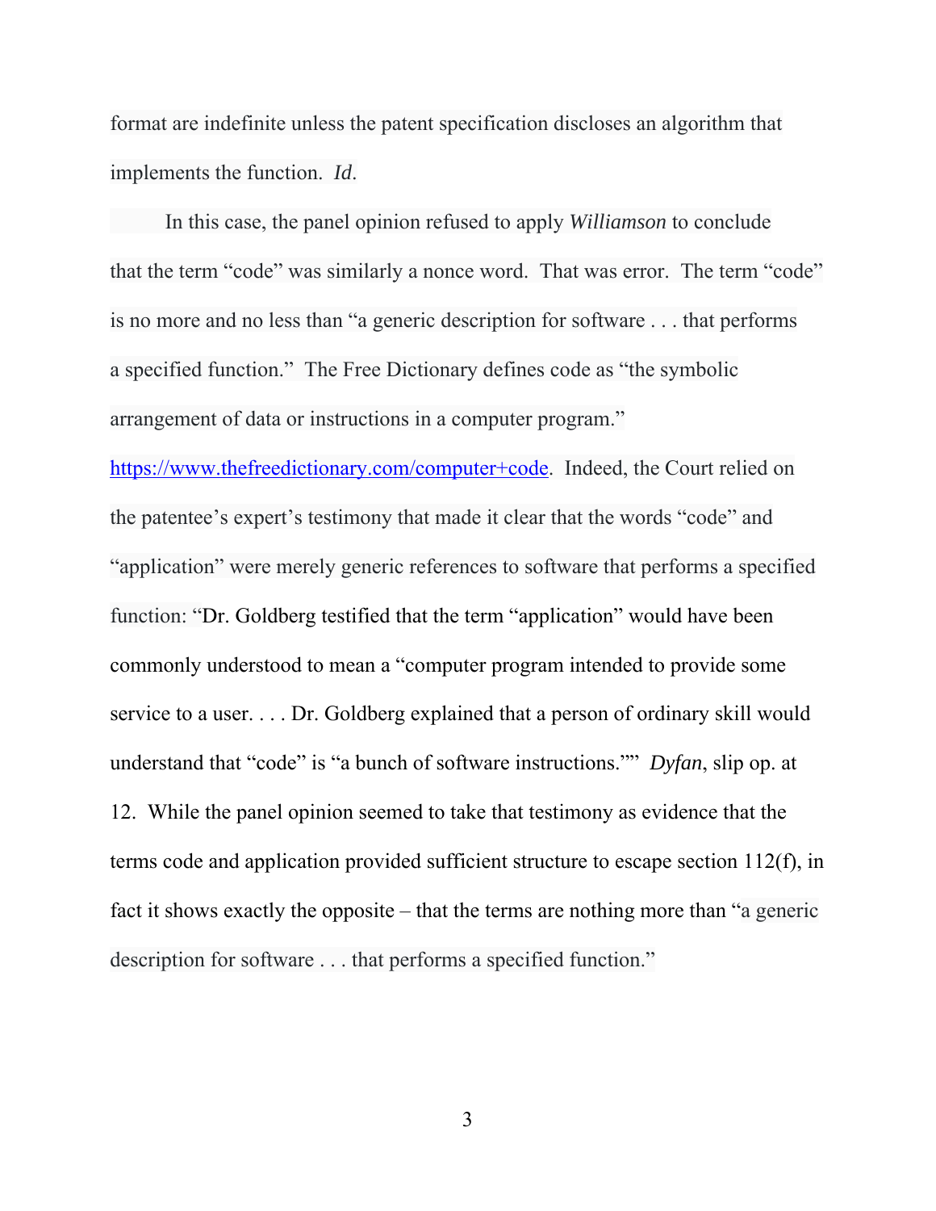format are indefinite unless the patent specification discloses an algorithm that implements the function. *Id*.

In this case, the panel opinion refused to apply *Williamson* to conclude that the term "code" was similarly a nonce word. That was error. The term "code" is no more and no less than "a generic description for software . . . that performs a specified function." The Free Dictionary defines code as "the symbolic arrangement of data or instructions in a computer program." https://www.thefreedictionary.com/computer+code. Indeed, the Court relied on the patentee's expert's testimony that made it clear that the words "code" and "application" were merely generic references to software that performs a specified function: "Dr. Goldberg testified that the term "application" would have been commonly understood to mean a "computer program intended to provide some service to a user. . . . Dr. Goldberg explained that a person of ordinary skill would understand that "code" is "a bunch of software instructions."" *Dyfan*, slip op. at 12. While the panel opinion seemed to take that testimony as evidence that the terms code and application provided sufficient structure to escape section 112(f), in fact it shows exactly the opposite – that the terms are nothing more than "a generic description for software . . . that performs a specified function."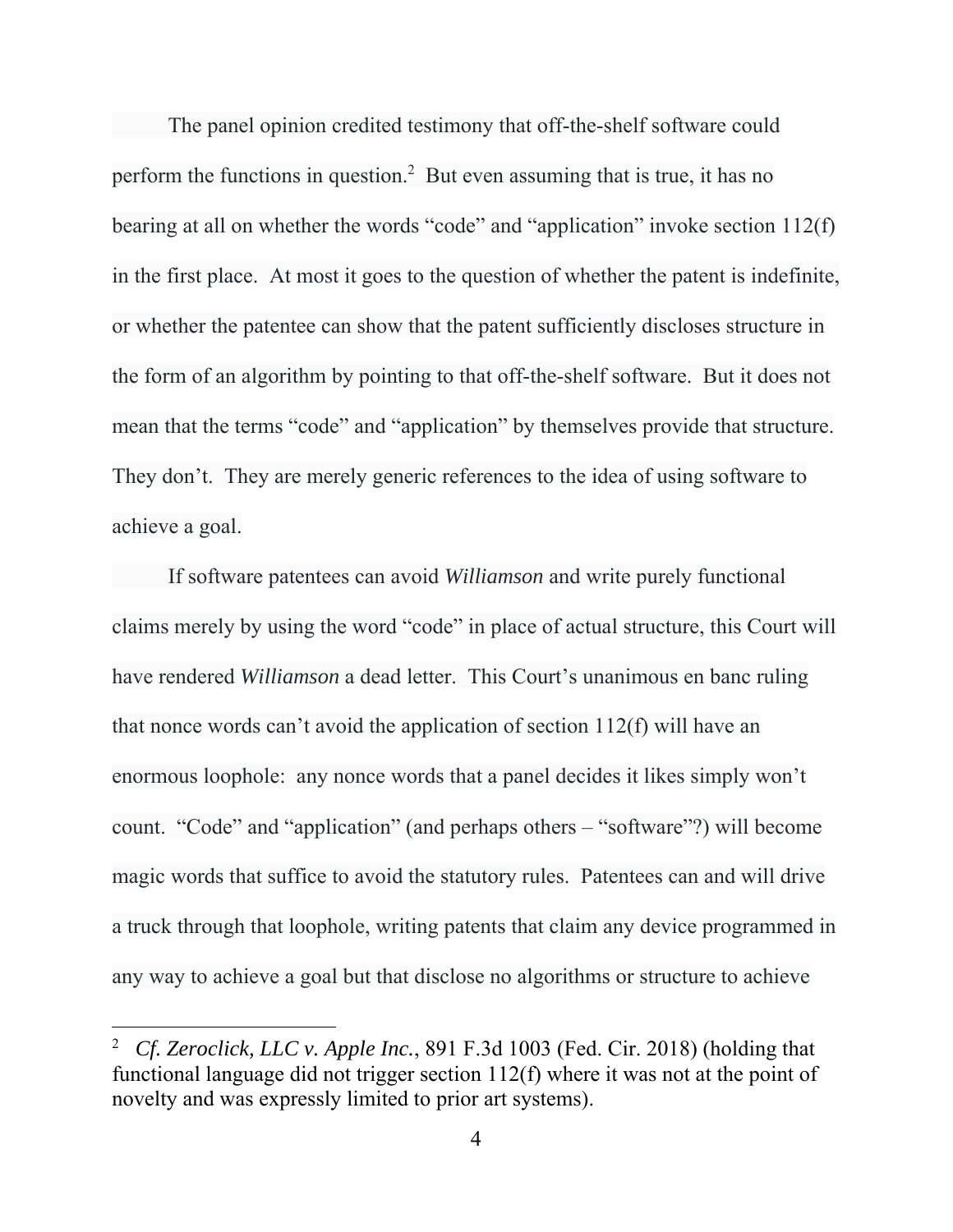The panel opinion credited testimony that off-the-shelf software could perform the functions in question.[2] But even assuming that is true, it has no bearing at all on whether the words "code" and "application" invoke section 112(f) in the first place. At most it goes to the question of whether the patent is indefinite, or whether the patentee can show that the patent sufficiently discloses structure in the form of an algorithm by pointing to that off-the-shelf software. But it does not mean that the terms "code" and "application" by themselves provide that structure. They don't. They are merely generic references to the idea of using software to achieve a goal.

If software patentees can avoid *Williamson* and write purely functional claims merely by using the word "code" in place of actual structure, this Court will have rendered *Williamson* a dead letter. This Court's unanimous en banc ruling that nonce words can't avoid the application of section 112(f) will have an enormous loophole: any nonce words that a panel decides it likes simply won't count. "Code" and "application" (and perhaps others – "software"?) will become magic words that suffice to avoid the statutory rules. Patentees can and will drive a truck through that loophole, writing patents that claim any device programmed in any way to achieve a goal but that disclose no algorithms or structure to achieve

---

[2] *Cf. Zeroclick, LLC v. Apple Inc.*, 891 F.3d 1003 (Fed. Cir. 2018) (holding that functional language did not trigger section 112(f) where it was not at the point of novelty and was expressly limited to prior art systems).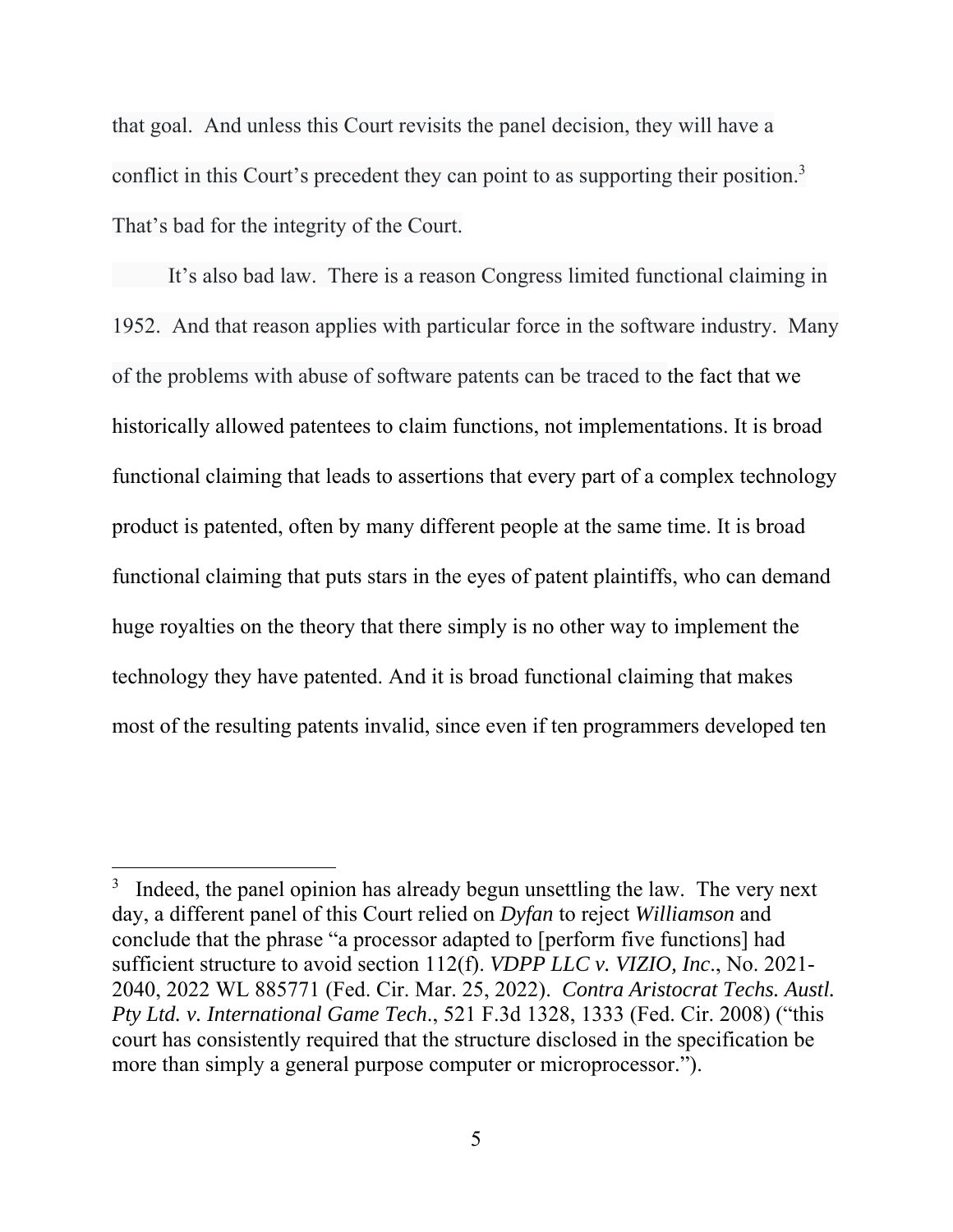that goal. And unless this Court revisits the panel decision, they will have a conflict in this Court's precedent they can point to as supporting their position.[3] That's bad for the integrity of the Court.

It's also bad law. There is a reason Congress limited functional claiming in 1952. And that reason applies with particular force in the software industry. Many of the problems with abuse of software patents can be traced to the fact that we historically allowed patentees to claim functions, not implementations. It is broad functional claiming that leads to assertions that every part of a complex technology product is patented, often by many different people at the same time. It is broad functional claiming that puts stars in the eyes of patent plaintiffs, who can demand huge royalties on the theory that there simply is no other way to implement the technology they have patented. And it is broad functional claiming that makes most of the resulting patents invalid, since even if ten programmers developed ten

---

[3] Indeed, the panel opinion has already begun unsettling the law. The very next day, a different panel of this Court relied on *Dyfan* to reject *Williamson* and conclude that the phrase "a processor adapted to [perform five functions] had sufficient structure to avoid section 112(f). *VDPP LLC v. VIZIO, Inc*., No. 2021-2040, 2022 WL 885771 (Fed. Cir. Mar. 25, 2022). *Contra Aristocrat Techs. Austl. Pty Ltd. v. International Game Tech*., 521 F.3d 1328, 1333 (Fed. Cir. 2008) ("this court has consistently required that the structure disclosed in the specification be more than simply a general purpose computer or microprocessor.").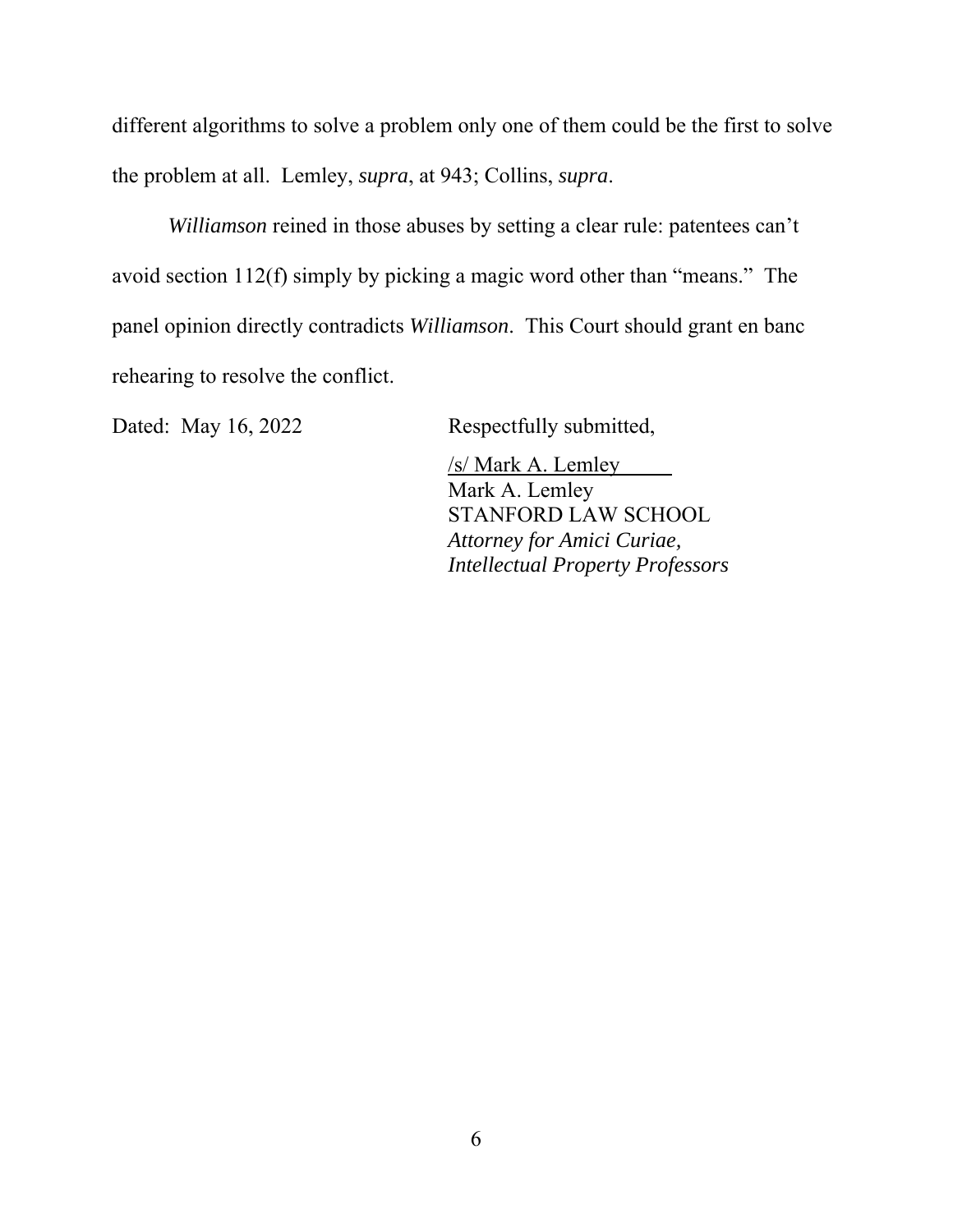different algorithms to solve a problem only one of them could be the first to solve the problem at all. Lemley, *supra*, at 943; Collins, *supra*.

*Williamson* reined in those abuses by setting a clear rule: patentees can't avoid section 112(f) simply by picking a magic word other than "means." The panel opinion directly contradicts *Williamson*. This Court should grant en banc rehearing to resolve the conflict.

Dated: May 16, 2022

Respectfully submitted,

/s/ Mark A. Lemley
Mark A. Lemley
STANFORD LAW SCHOOL
*Attorney for Amici Curiae,*
*Intellectual Property Professors*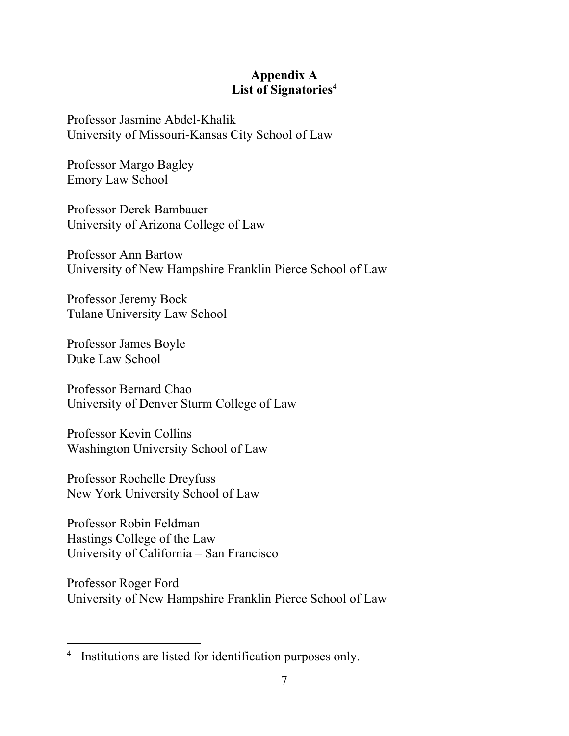## Appendix A
## List of Signatories[4]

Professor Jasmine Abdel-Khalik
University of Missouri-Kansas City School of Law

Professor Margo Bagley
Emory Law School

Professor Derek Bambauer
University of Arizona College of Law

Professor Ann Bartow
University of New Hampshire Franklin Pierce School of Law

Professor Jeremy Bock
Tulane University Law School

Professor James Boyle
Duke Law School

Professor Bernard Chao
University of Denver Sturm College of Law

Professor Kevin Collins
Washington University School of Law

Professor Rochelle Dreyfuss
New York University School of Law

Professor Robin Feldman
Hastings College of the Law
University of California – San Francisco

Professor Roger Ford
University of New Hampshire Franklin Pierce School of Law

---

[4] Institutions are listed for identification purposes only.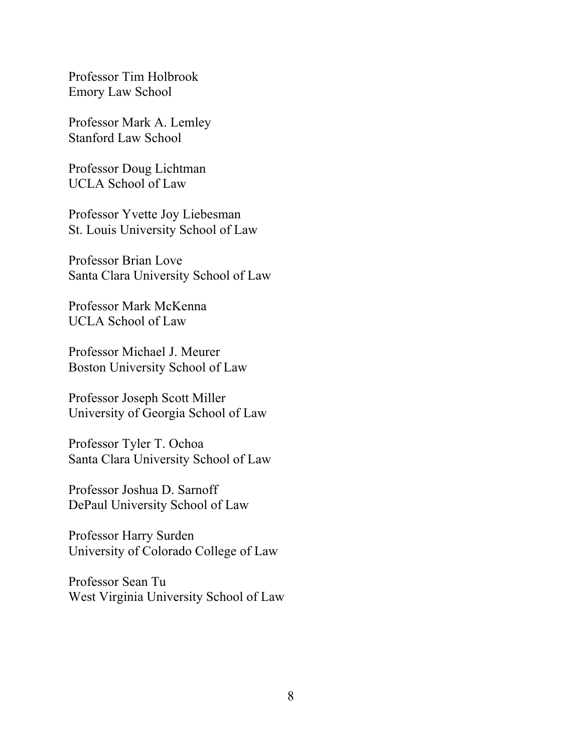Professor Tim Holbrook
Emory Law School

Professor Mark A. Lemley
Stanford Law School

Professor Doug Lichtman
UCLA School of Law

Professor Yvette Joy Liebesman
St. Louis University School of Law

Professor Brian Love
Santa Clara University School of Law

Professor Mark McKenna
UCLA School of Law

Professor Michael J. Meurer
Boston University School of Law

Professor Joseph Scott Miller
University of Georgia School of Law

Professor Tyler T. Ochoa
Santa Clara University School of Law

Professor Joshua D. Sarnoff
DePaul University School of Law

Professor Harry Surden
University of Colorado College of Law

Professor Sean Tu
West Virginia University School of Law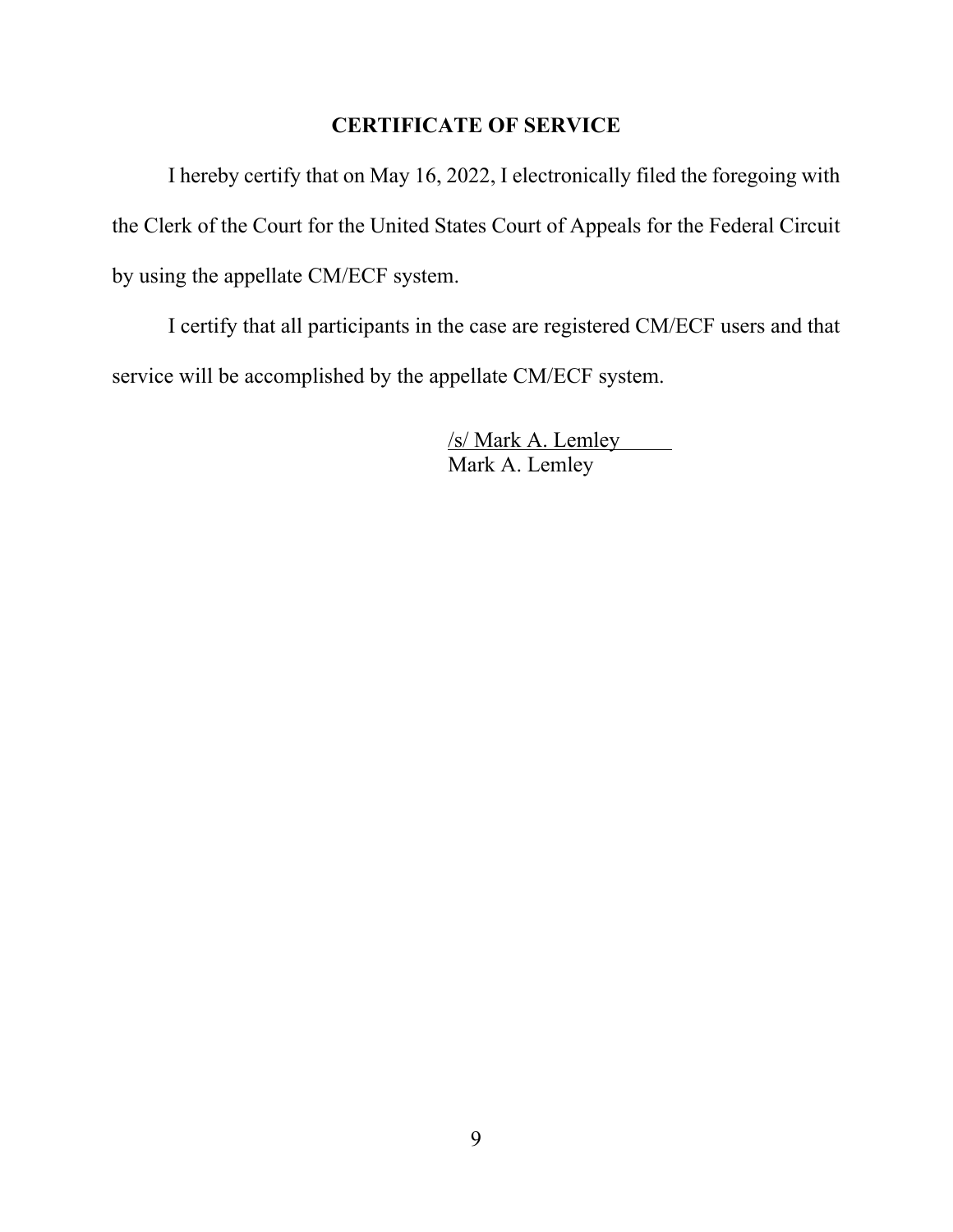## CERTIFICATE OF SERVICE

I hereby certify that on May 16, 2022, I electronically filed the foregoing with the Clerk of the Court for the United States Court of Appeals for the Federal Circuit by using the appellate CM/ECF system.

I certify that all participants in the case are registered CM/ECF users and that service will be accomplished by the appellate CM/ECF system.

/s/ Mark A. Lemley
Mark A. Lemley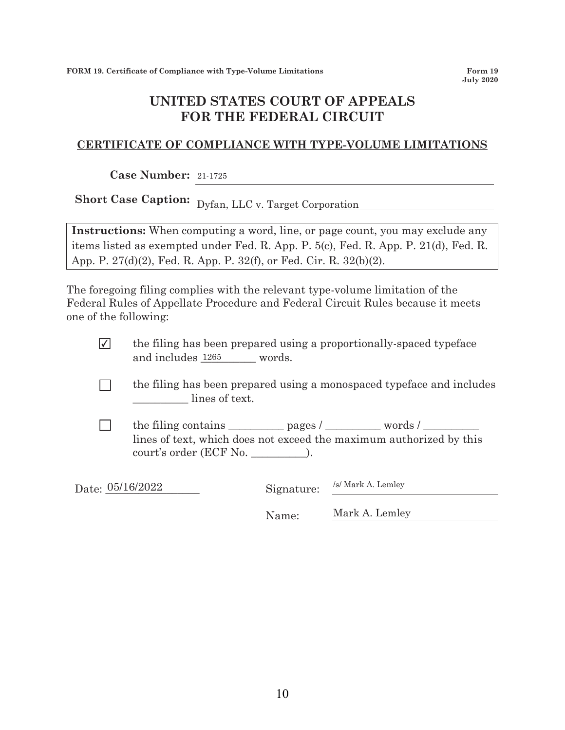FORM 19. Certificate of Compliance with Type-Volume Limitations

Form 19
July 2020

# UNITED STATES COURT OF APPEALS FOR THE FEDERAL CIRCUIT

## CERTIFICATE OF COMPLIANCE WITH TYPE-VOLUME LIMITATIONS

**Case Number:** 21-1725

**Short Case Caption:** Dyfan, LLC v. Target Corporation

**Instructions:** When computing a word, line, or page count, you may exclude any items listed as exempted under Fed. R. App. P. 5(c), Fed. R. App. P. 21(d), Fed. R. App. P. 27(d)(2), Fed. R. App. P. 32(f), or Fed. Cir. R. 32(b)(2).

The foregoing filing complies with the relevant type-volume limitation of the Federal Rules of Appellate Procedure and Federal Circuit Rules because it meets one of the following:

- ☑ the filing has been prepared using a proportionally-spaced typeface and includes 1265 words.

- ☐ the filing has been prepared using a monospaced typeface and includes __________ lines of text.

- ☐ the filing contains __________ pages / __________ words / __________ lines of text, which does not exceed the maximum authorized by this court's order (ECF No. __________).

Date: 05/16/2022

Signature: /s/ Mark A. Lemley

Name: Mark A. Lemley